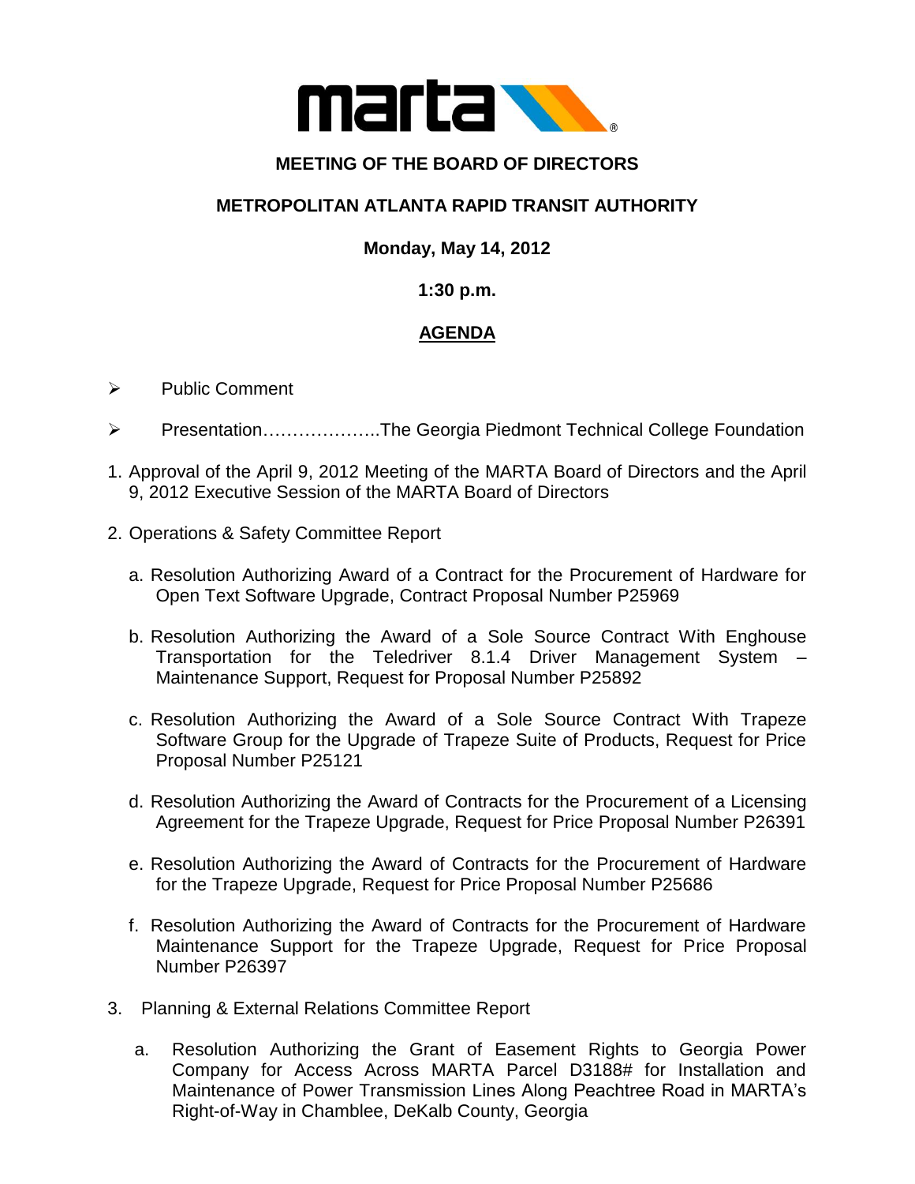**MEETING OF THE BOARD OF DIRECTORS**

**METROPOLITAN ATLANTA RAPID TRANSIT AUTHORITY**

**Monday, May 14, 2012**

**1:30 p.m.**

**AGENDA**

- Public Comment
- Presentation………………..The Georgia Piedmont Technical College Foundation

1. Approval of the April 9, 2012 Meeting of the MARTA Board of Directors and the April 9, 2012 Executive Session of the MARTA Board of Directors

2. Operations & Safety Committee Report

   a. Resolution Authorizing Award of a Contract for the Procurement of Hardware for Open Text Software Upgrade, Contract Proposal Number P25969

   b. Resolution Authorizing the Award of a Sole Source Contract With Enghouse Transportation for the Teledriver 8.1.4 Driver Management System – Maintenance Support, Request for Proposal Number P25892

   c. Resolution Authorizing the Award of a Sole Source Contract With Trapeze Software Group for the Upgrade of Trapeze Suite of Products, Request for Price Proposal Number P25121

   d. Resolution Authorizing the Award of Contracts for the Procurement of a Licensing Agreement for the Trapeze Upgrade, Request for Price Proposal Number P26391

   e. Resolution Authorizing the Award of Contracts for the Procurement of Hardware for the Trapeze Upgrade, Request for Price Proposal Number P25686

   f. Resolution Authorizing the Award of Contracts for the Procurement of Hardware Maintenance Support for the Trapeze Upgrade, Request for Price Proposal Number P26397

3. Planning & External Relations Committee Report

   a. Resolution Authorizing the Grant of Easement Rights to Georgia Power Company for Access Across MARTA Parcel D3188# for Installation and Maintenance of Power Transmission Lines Along Peachtree Road in MARTA's Right-of-Way in Chamblee, DeKalb County, Georgia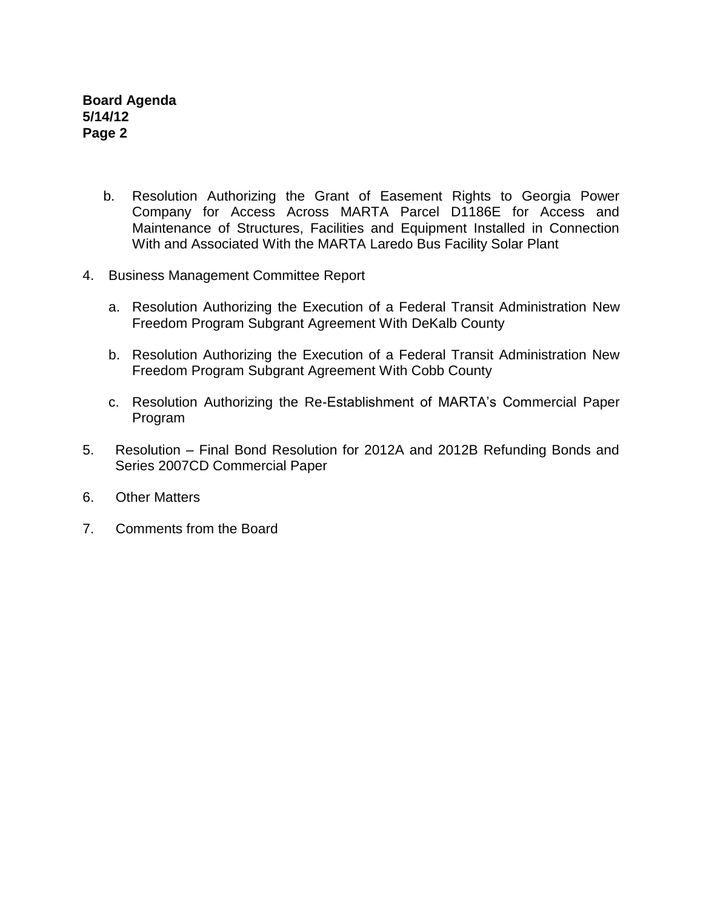b. Resolution Authorizing the Grant of Easement Rights to Georgia Power Company for Access Across MARTA Parcel D1186E for Access and Maintenance of Structures, Facilities and Equipment Installed in Connection With and Associated With the MARTA Laredo Bus Facility Solar Plant

4. Business Management Committee Report

   a. Resolution Authorizing the Execution of a Federal Transit Administration New Freedom Program Subgrant Agreement With DeKalb County

   b. Resolution Authorizing the Execution of a Federal Transit Administration New Freedom Program Subgrant Agreement With Cobb County

   c. Resolution Authorizing the Re-Establishment of MARTA's Commercial Paper Program

5. Resolution – Final Bond Resolution for 2012A and 2012B Refunding Bonds and Series 2007CD Commercial Paper

6. Other Matters

7. Comments from the Board